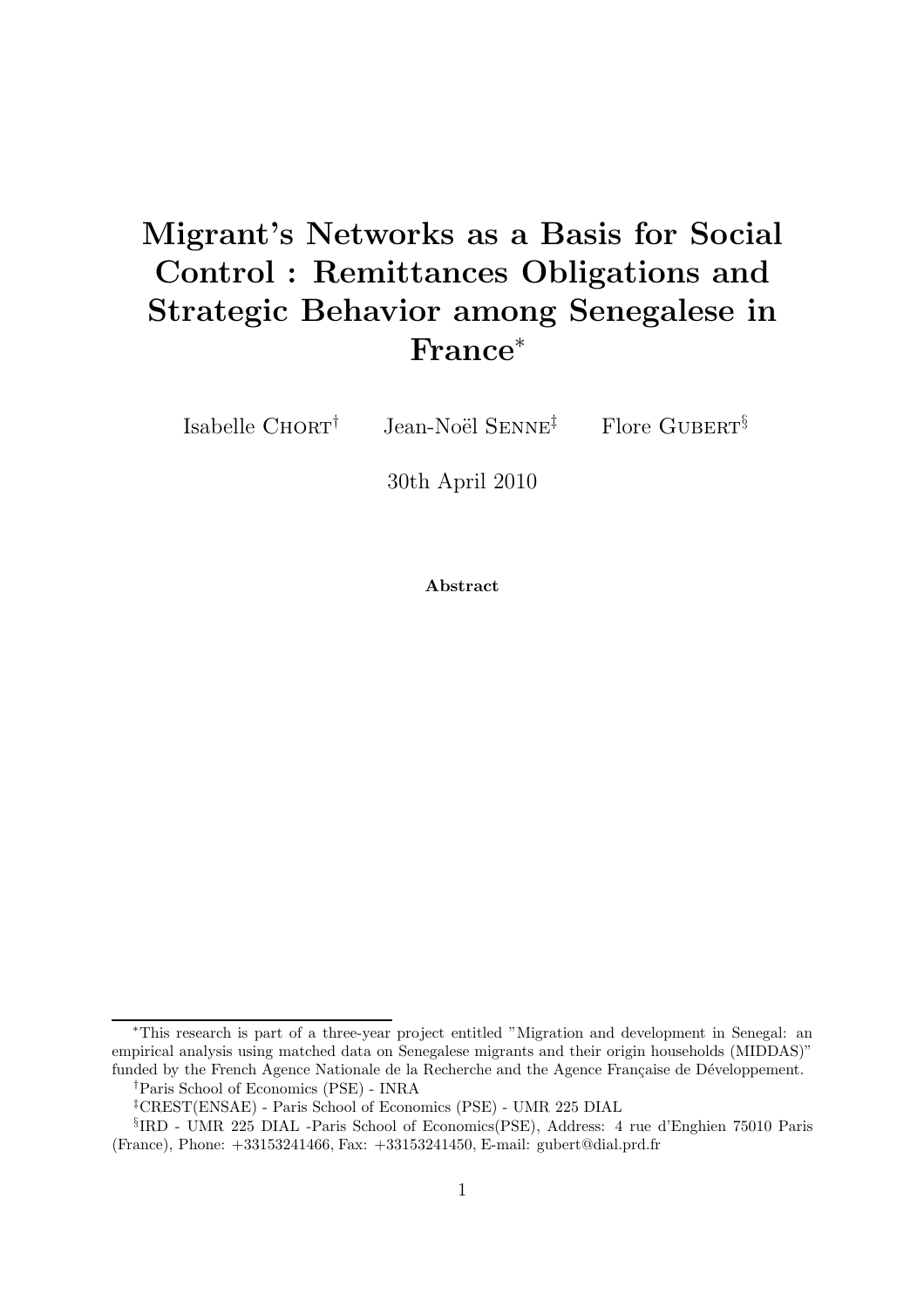# Migrant's Networks as a Basis for Social Control : Remittances Obligations and Strategic Behavior among Senegalese in France[*]

Isabelle CHORT[†] Jean-Noël SENNE[‡] Flore GUBERT[§]

30th April 2010

**Abstract**

---

[*]This research is part of a three-year project entitled "Migration and development in Senegal: an empirical analysis using matched data on Senegalese migrants and their origin households (MIDDAS)" funded by the French Agence Nationale de la Recherche and the Agence Française de Développement.

[†]Paris School of Economics (PSE) - INRA

[‡]CREST(ENSAE) - Paris School of Economics (PSE) - UMR 225 DIAL

[§]IRD - UMR 225 DIAL -Paris School of Economics(PSE), Address: 4 rue d'Enghien 75010 Paris (France), Phone: +33153241466, Fax: +33153241450, E-mail: gubert@dial.prd.fr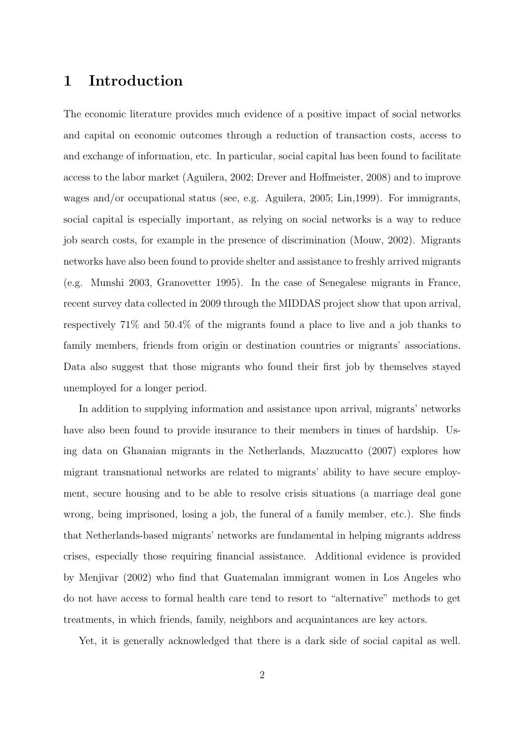# 1 Introduction

The economic literature provides much evidence of a positive impact of social networks and capital on economic outcomes through a reduction of transaction costs, access to and exchange of information, etc. In particular, social capital has been found to facilitate access to the labor market (Aguilera, 2002; Drever and Hoffmeister, 2008) and to improve wages and/or occupational status (see, e.g. Aguilera, 2005; Lin,1999). For immigrants, social capital is especially important, as relying on social networks is a way to reduce job search costs, for example in the presence of discrimination (Mouw, 2002). Migrants networks have also been found to provide shelter and assistance to freshly arrived migrants (e.g. Munshi 2003, Granovetter 1995). In the case of Senegalese migrants in France, recent survey data collected in 2009 through the MIDDAS project show that upon arrival, respectively 71% and 50.4% of the migrants found a place to live and a job thanks to family members, friends from origin or destination countries or migrants' associations. Data also suggest that those migrants who found their first job by themselves stayed unemployed for a longer period.

In addition to supplying information and assistance upon arrival, migrants' networks have also been found to provide insurance to their members in times of hardship. Using data on Ghanaian migrants in the Netherlands, Mazzucatto (2007) explores how migrant transnational networks are related to migrants' ability to have secure employment, secure housing and to be able to resolve crisis situations (a marriage deal gone wrong, being imprisoned, losing a job, the funeral of a family member, etc.). She finds that Netherlands-based migrants' networks are fundamental in helping migrants address crises, especially those requiring financial assistance. Additional evidence is provided by Menjivar (2002) who find that Guatemalan immigrant women in Los Angeles who do not have access to formal health care tend to resort to "alternative" methods to get treatments, in which friends, family, neighbors and acquaintances are key actors.

Yet, it is generally acknowledged that there is a dark side of social capital as well.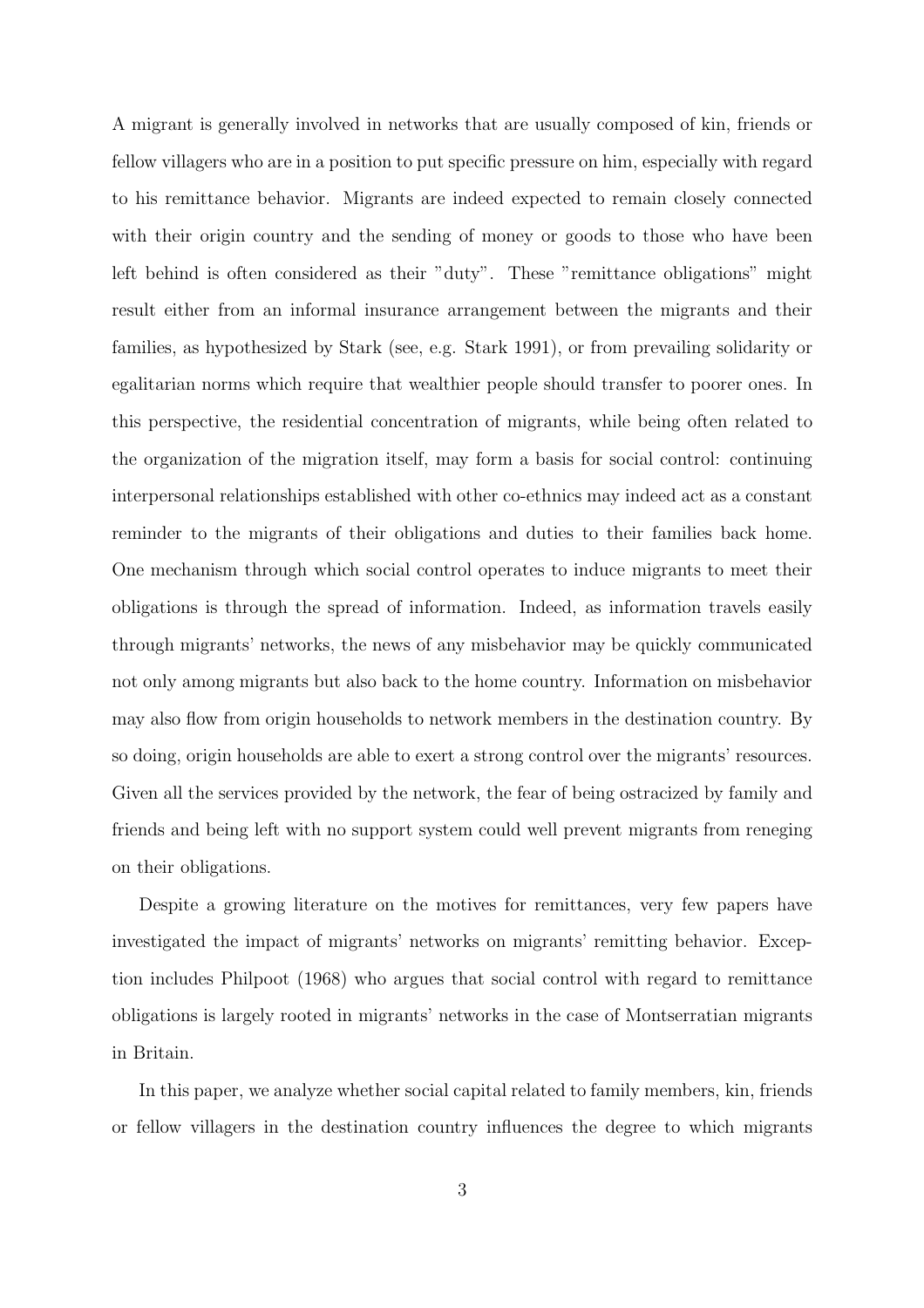A migrant is generally involved in networks that are usually composed of kin, friends or fellow villagers who are in a position to put specific pressure on him, especially with regard to his remittance behavior. Migrants are indeed expected to remain closely connected with their origin country and the sending of money or goods to those who have been left behind is often considered as their "duty". These "remittance obligations" might result either from an informal insurance arrangement between the migrants and their families, as hypothesized by Stark (see, e.g. Stark 1991), or from prevailing solidarity or egalitarian norms which require that wealthier people should transfer to poorer ones. In this perspective, the residential concentration of migrants, while being often related to the organization of the migration itself, may form a basis for social control: continuing interpersonal relationships established with other co-ethnics may indeed act as a constant reminder to the migrants of their obligations and duties to their families back home. One mechanism through which social control operates to induce migrants to meet their obligations is through the spread of information. Indeed, as information travels easily through migrants' networks, the news of any misbehavior may be quickly communicated not only among migrants but also back to the home country. Information on misbehavior may also flow from origin households to network members in the destination country. By so doing, origin households are able to exert a strong control over the migrants' resources. Given all the services provided by the network, the fear of being ostracized by family and friends and being left with no support system could well prevent migrants from reneging on their obligations.

Despite a growing literature on the motives for remittances, very few papers have investigated the impact of migrants' networks on migrants' remitting behavior. Exception includes Philpoot (1968) who argues that social control with regard to remittance obligations is largely rooted in migrants' networks in the case of Montserratian migrants in Britain.

In this paper, we analyze whether social capital related to family members, kin, friends or fellow villagers in the destination country influences the degree to which migrants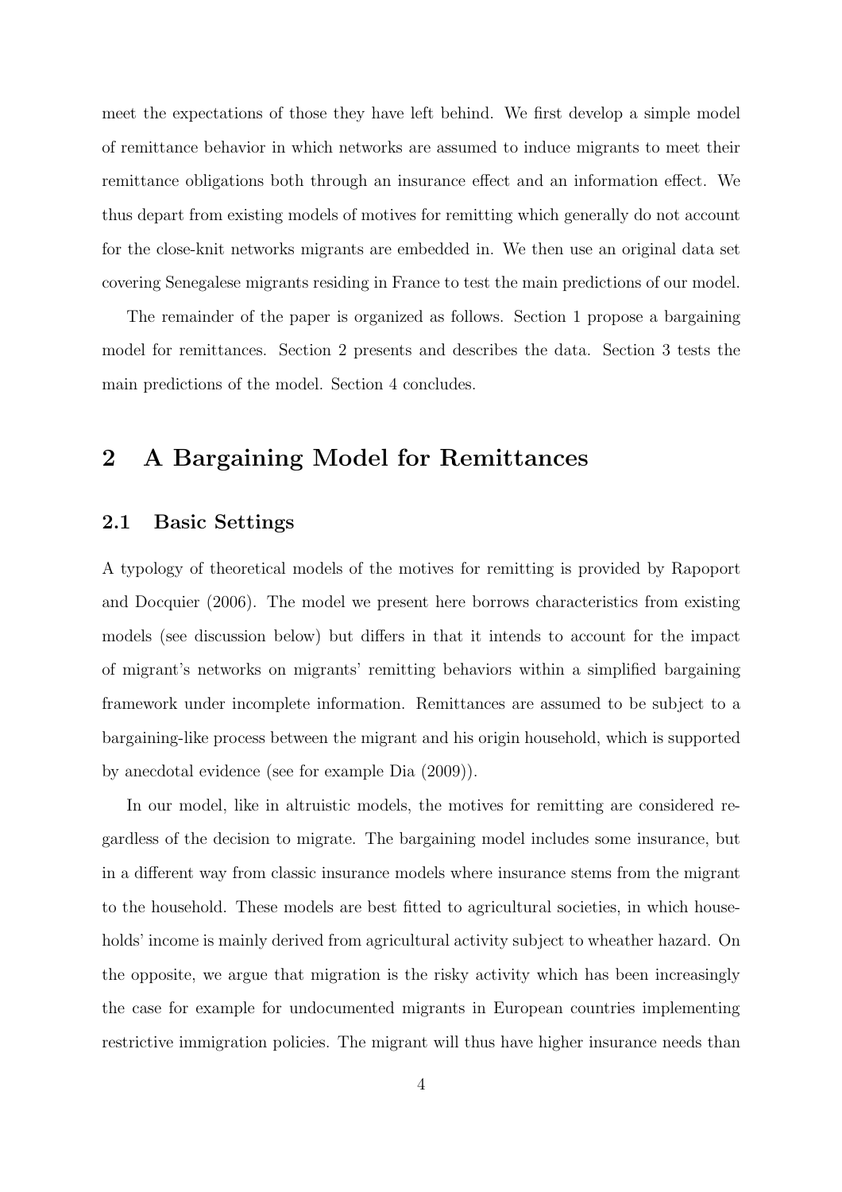meet the expectations of those they have left behind. We first develop a simple model of remittance behavior in which networks are assumed to induce migrants to meet their remittance obligations both through an insurance effect and an information effect. We thus depart from existing models of motives for remitting which generally do not account for the close-knit networks migrants are embedded in. We then use an original data set covering Senegalese migrants residing in France to test the main predictions of our model.

The remainder of the paper is organized as follows. Section 1 propose a bargaining model for remittances. Section 2 presents and describes the data. Section 3 tests the main predictions of the model. Section 4 concludes.

## 2 A Bargaining Model for Remittances

### 2.1 Basic Settings

A typology of theoretical models of the motives for remitting is provided by Rapoport and Docquier (2006). The model we present here borrows characteristics from existing models (see discussion below) but differs in that it intends to account for the impact of migrant's networks on migrants' remitting behaviors within a simplified bargaining framework under incomplete information. Remittances are assumed to be subject to a bargaining-like process between the migrant and his origin household, which is supported by anecdotal evidence (see for example Dia (2009)).

In our model, like in altruistic models, the motives for remitting are considered regardless of the decision to migrate. The bargaining model includes some insurance, but in a different way from classic insurance models where insurance stems from the migrant to the household. These models are best fitted to agricultural societies, in which households' income is mainly derived from agricultural activity subject to wheather hazard. On the opposite, we argue that migration is the risky activity which has been increasingly the case for example for undocumented migrants in European countries implementing restrictive immigration policies. The migrant will thus have higher insurance needs than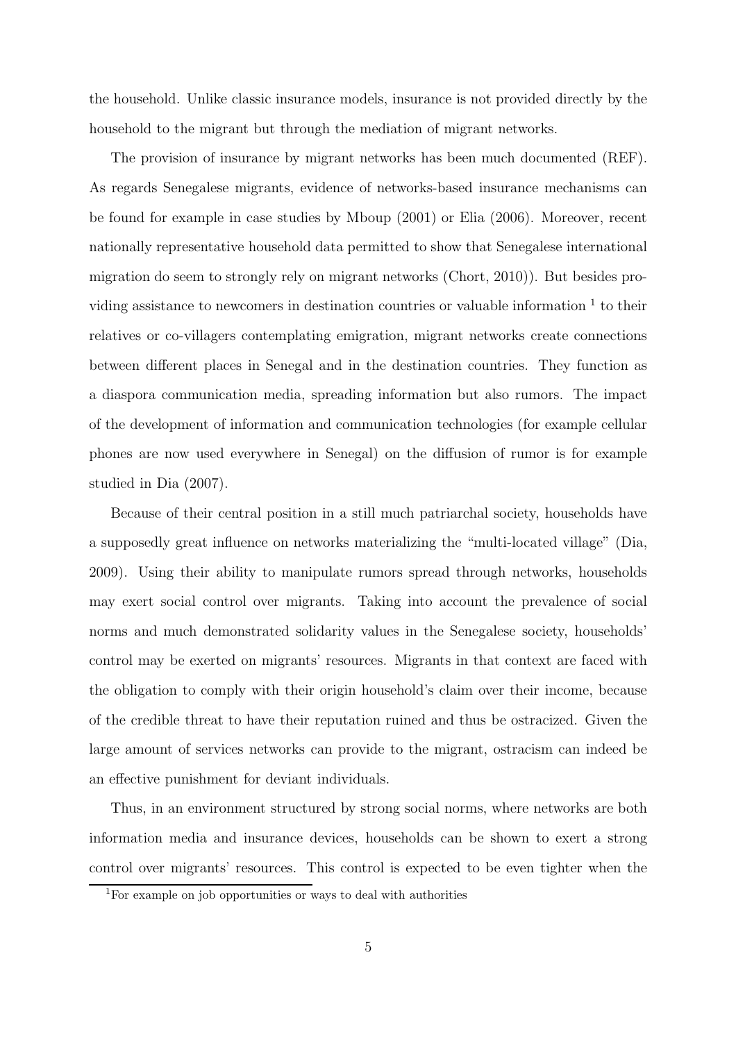the household. Unlike classic insurance models, insurance is not provided directly by the household to the migrant but through the mediation of migrant networks.

The provision of insurance by migrant networks has been much documented (REF). As regards Senegalese migrants, evidence of networks-based insurance mechanisms can be found for example in case studies by Mboup (2001) or Elia (2006). Moreover, recent nationally representative household data permitted to show that Senegalese international migration do seem to strongly rely on migrant networks (Chort, 2010)). But besides providing assistance to newcomers in destination countries or valuable information [1] to their relatives or co-villagers contemplating emigration, migrant networks create connections between different places in Senegal and in the destination countries. They function as a diaspora communication media, spreading information but also rumors. The impact of the development of information and communication technologies (for example cellular phones are now used everywhere in Senegal) on the diffusion of rumor is for example studied in Dia (2007).

Because of their central position in a still much patriarchal society, households have a supposedly great influence on networks materializing the "multi-located village" (Dia, 2009). Using their ability to manipulate rumors spread through networks, households may exert social control over migrants. Taking into account the prevalence of social norms and much demonstrated solidarity values in the Senegalese society, households' control may be exerted on migrants' resources. Migrants in that context are faced with the obligation to comply with their origin household's claim over their income, because of the credible threat to have their reputation ruined and thus be ostracized. Given the large amount of services networks can provide to the migrant, ostracism can indeed be an effective punishment for deviant individuals.

Thus, in an environment structured by strong social norms, where networks are both information media and insurance devices, households can be shown to exert a strong control over migrants' resources. This control is expected to be even tighter when the

[1] For example on job opportunities or ways to deal with authorities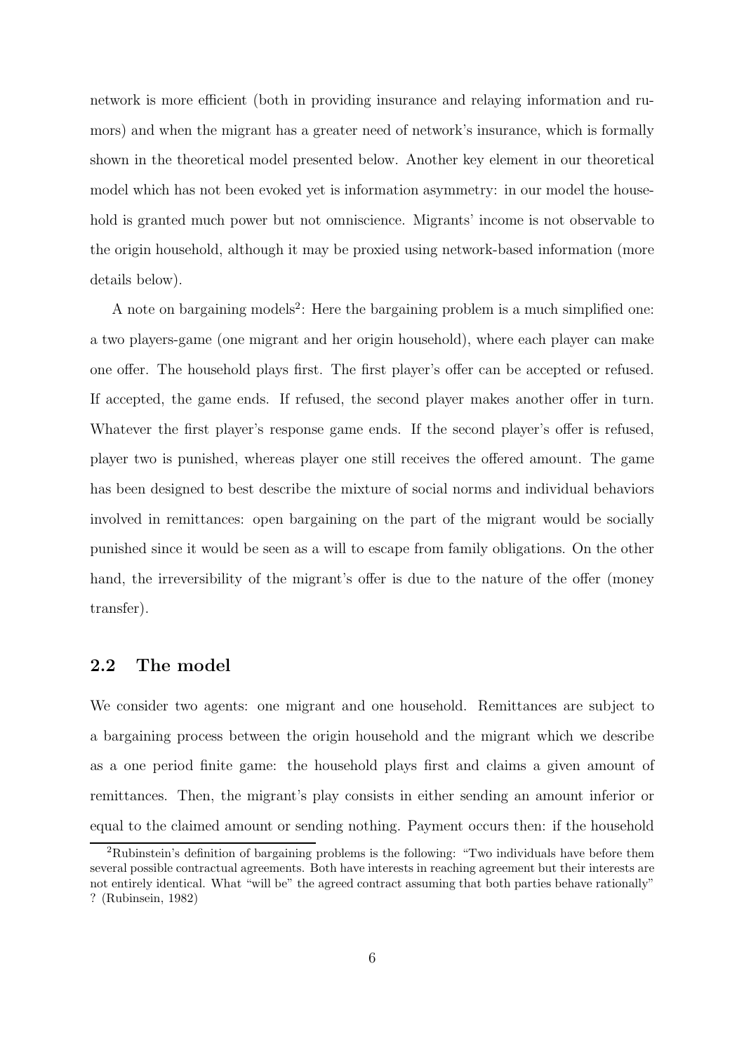network is more efficient (both in providing insurance and relaying information and rumors) and when the migrant has a greater need of network's insurance, which is formally shown in the theoretical model presented below. Another key element in our theoretical model which has not been evoked yet is information asymmetry: in our model the household is granted much power but not omniscience. Migrants' income is not observable to the origin household, although it may be proxied using network-based information (more details below).

A note on bargaining models[2]: Here the bargaining problem is a much simplified one: a two players-game (one migrant and her origin household), where each player can make one offer. The household plays first. The first player's offer can be accepted or refused. If accepted, the game ends. If refused, the second player makes another offer in turn. Whatever the first player's response game ends. If the second player's offer is refused, player two is punished, whereas player one still receives the offered amount. The game has been designed to best describe the mixture of social norms and individual behaviors involved in remittances: open bargaining on the part of the migrant would be socially punished since it would be seen as a will to escape from family obligations. On the other hand, the irreversibility of the migrant's offer is due to the nature of the offer (money transfer).

## 2.2 The model

We consider two agents: one migrant and one household. Remittances are subject to a bargaining process between the origin household and the migrant which we describe as a one period finite game: the household plays first and claims a given amount of remittances. Then, the migrant's play consists in either sending an amount inferior or equal to the claimed amount or sending nothing. Payment occurs then: if the household

[2] Rubinstein's definition of bargaining problems is the following: "Two individuals have before them several possible contractual agreements. Both have interests in reaching agreement but their interests are not entirely identical. What "will be" the agreed contract assuming that both parties behave rationally" ? (Rubinsein, 1982)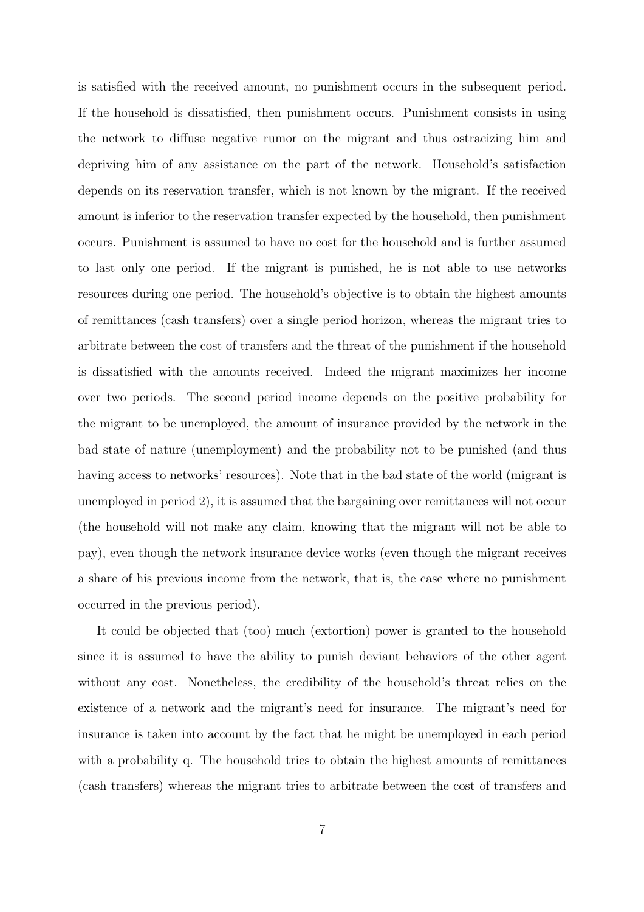is satisfied with the received amount, no punishment occurs in the subsequent period. If the household is dissatisfied, then punishment occurs. Punishment consists in using the network to diffuse negative rumor on the migrant and thus ostracizing him and depriving him of any assistance on the part of the network. Household's satisfaction depends on its reservation transfer, which is not known by the migrant. If the received amount is inferior to the reservation transfer expected by the household, then punishment occurs. Punishment is assumed to have no cost for the household and is further assumed to last only one period. If the migrant is punished, he is not able to use networks resources during one period. The household's objective is to obtain the highest amounts of remittances (cash transfers) over a single period horizon, whereas the migrant tries to arbitrate between the cost of transfers and the threat of the punishment if the household is dissatisfied with the amounts received. Indeed the migrant maximizes her income over two periods. The second period income depends on the positive probability for the migrant to be unemployed, the amount of insurance provided by the network in the bad state of nature (unemployment) and the probability not to be punished (and thus having access to networks' resources). Note that in the bad state of the world (migrant is unemployed in period 2), it is assumed that the bargaining over remittances will not occur (the household will not make any claim, knowing that the migrant will not be able to pay), even though the network insurance device works (even though the migrant receives a share of his previous income from the network, that is, the case where no punishment occurred in the previous period).

It could be objected that (too) much (extortion) power is granted to the household since it is assumed to have the ability to punish deviant behaviors of the other agent without any cost. Nonetheless, the credibility of the household's threat relies on the existence of a network and the migrant's need for insurance. The migrant's need for insurance is taken into account by the fact that he might be unemployed in each period with a probability q. The household tries to obtain the highest amounts of remittances (cash transfers) whereas the migrant tries to arbitrate between the cost of transfers and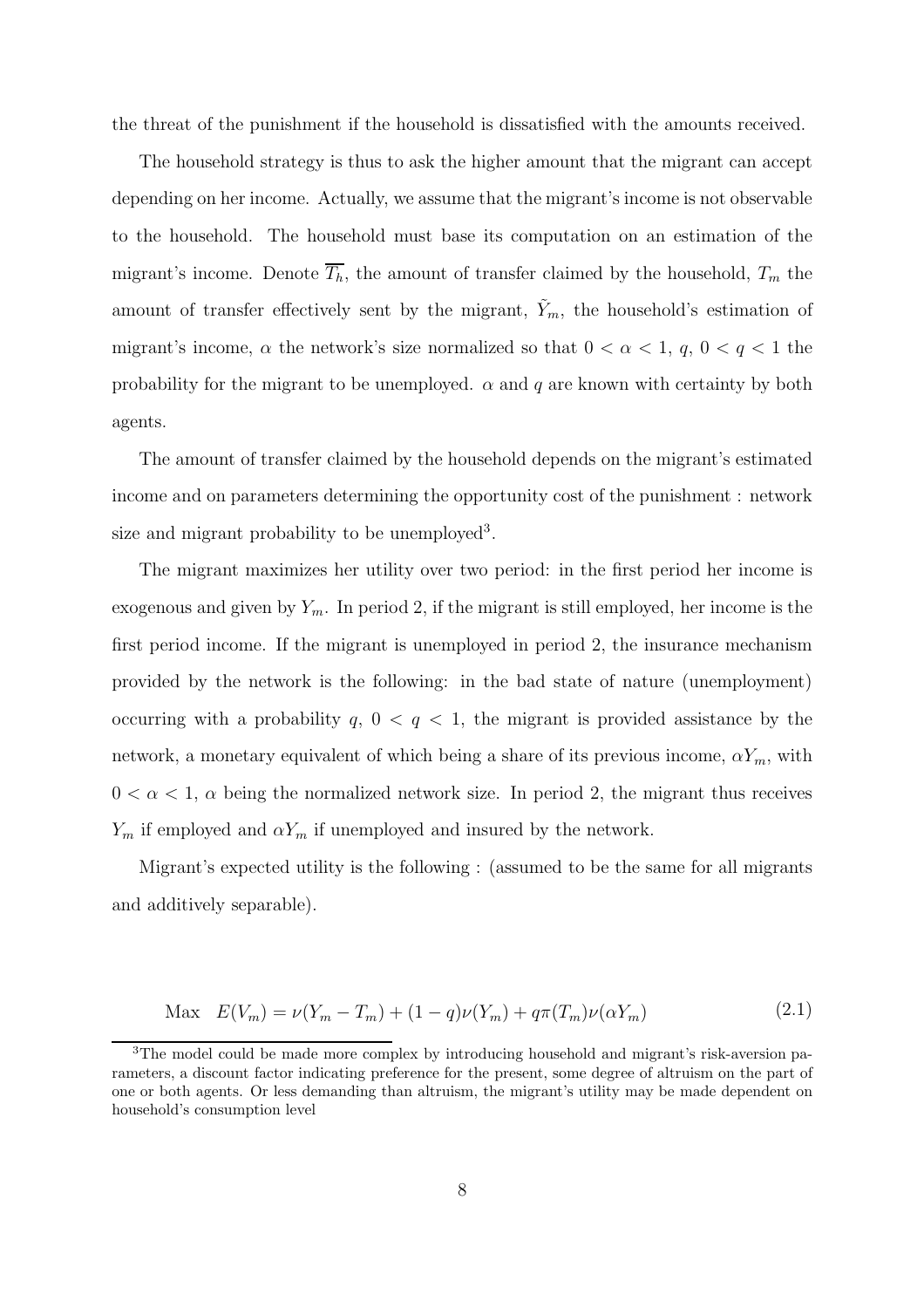the threat of the punishment if the household is dissatisfied with the amounts received.

The household strategy is thus to ask the higher amount that the migrant can accept depending on her income. Actually, we assume that the migrant's income is not observable to the household. The household must base its computation on an estimation of the migrant's income. Denote $\overline{T_h}$, the amount of transfer claimed by the household, $T_m$ the amount of transfer effectively sent by the migrant, $\tilde{Y}_m$, the household's estimation of migrant's income, $\alpha$ the network's size normalized so that $0 < \alpha < 1$, $q$, $0 < q < 1$ the probability for the migrant to be unemployed. $\alpha$ and $q$ are known with certainty by both agents.

The amount of transfer claimed by the household depends on the migrant's estimated income and on parameters determining the opportunity cost of the punishment : network size and migrant probability to be unemployed[3].

The migrant maximizes her utility over two period: in the first period her income is exogenous and given by $Y_m$. In period 2, if the migrant is still employed, her income is the first period income. If the migrant is unemployed in period 2, the insurance mechanism provided by the network is the following: in the bad state of nature (unemployment) occurring with a probability $q$, $0 < q < 1$, the migrant is provided assistance by the network, a monetary equivalent of which being a share of its previous income, $\alpha Y_m$, with $0 < \alpha < 1$, $\alpha$ being the normalized network size. In period 2, the migrant thus receives $Y_m$ if employed and $\alpha Y_m$ if unemployed and insured by the network.

Migrant's expected utility is the following : (assumed to be the same for all migrants and additively separable).

$$\text{Max} \quad E(V_m) = \nu(Y_m - T_m) + (1-q)\nu(Y_m) + q\pi(T_m)\nu(\alpha Y_m) \tag{2.1}$$

[3]The model could be made more complex by introducing household and migrant's risk-aversion parameters, a discount factor indicating preference for the present, some degree of altruism on the part of one or both agents. Or less demanding than altruism, the migrant's utility may be made dependent on household's consumption level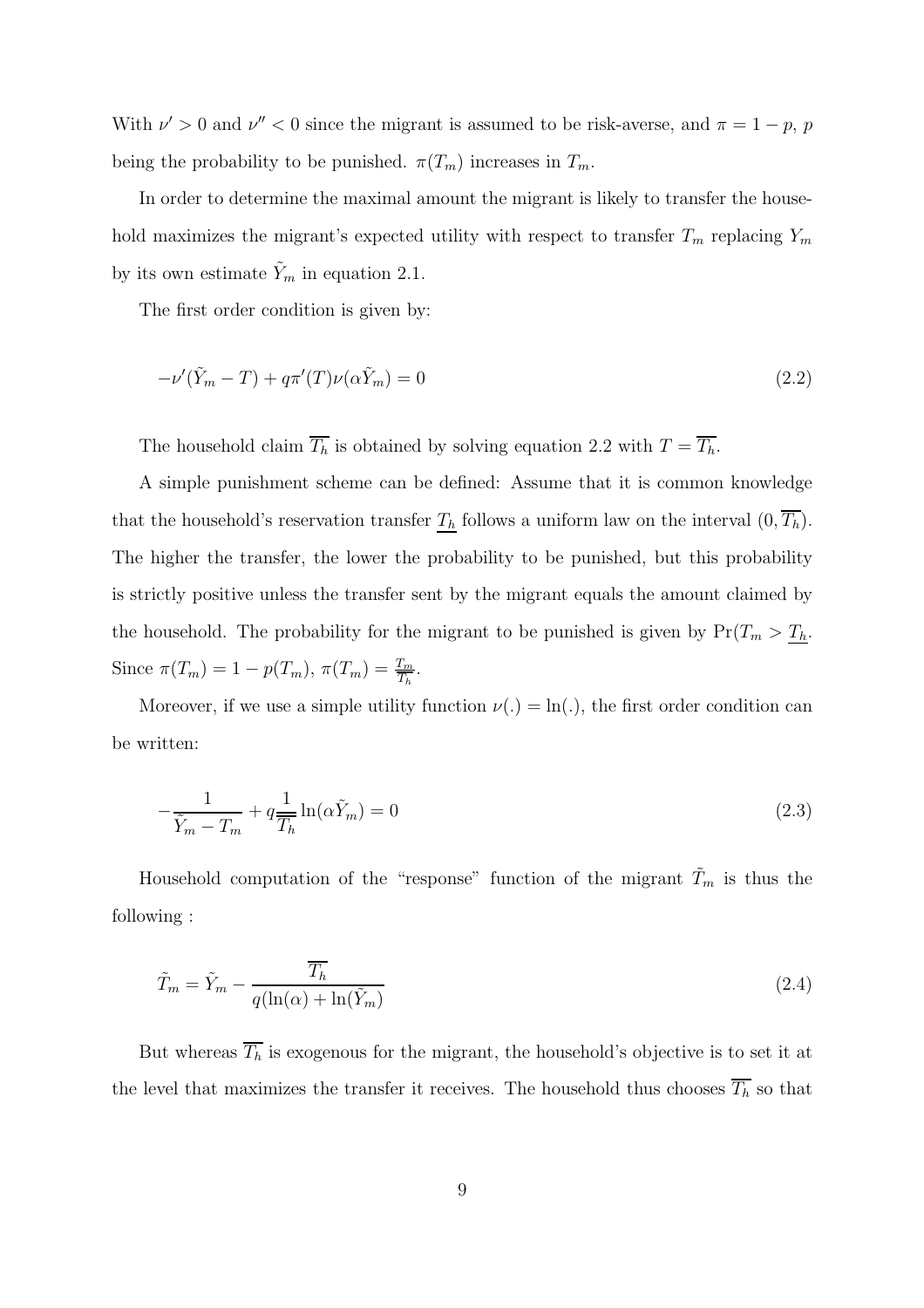With $\nu' > 0$ and $\nu'' < 0$ since the migrant is assumed to be risk-averse, and $\pi = 1 - p$, $p$ being the probability to be punished. $\pi(T_m)$ increases in $T_m$.

In order to determine the maximal amount the migrant is likely to transfer the household maximizes the migrant's expected utility with respect to transfer $T_m$ replacing $Y_m$ by its own estimate $\tilde{Y}_m$ in equation 2.1.

The first order condition is given by:

$$-\nu'(\tilde{Y}_m - T) + q\pi'(T)\nu(\alpha\tilde{Y}_m) = 0 \tag{2.2}$$

The household claim $\overline{T_h}$ is obtained by solving equation 2.2 with $T = \overline{T_h}$.

A simple punishment scheme can be defined: Assume that it is common knowledge that the household's reservation transfer $\underline{T_h}$ follows a uniform law on the interval $(0, \overline{T_h})$. The higher the transfer, the lower the probability to be punished, but this probability is strictly positive unless the transfer sent by the migrant equals the amount claimed by the household. The probability for the migrant to be punished is given by $\Pr(T_m > \underline{T_h}$. Since $\pi(T_m) = 1 - p(T_m)$, $\pi(T_m) = \frac{T_m}{\overline{T_h}}$.

Moreover, if we use a simple utility function $\nu(.) = \ln(.)$, the first order condition can be written:

$$-\frac{1}{\tilde{Y}_m - T_m} + q\frac{1}{\overline{\overline{T_h}}}\ln(\alpha\tilde{Y}_m) = 0 \tag{2.3}$$

Household computation of the "response" function of the migrant $\tilde{T}_m$ is thus the following :

$$\tilde{T}_m = \tilde{Y}_m - \frac{\overline{T_h}}{q(\ln(\alpha) + \ln(\tilde{Y}_m))} \tag{2.4}$$

But whereas $\overline{T_h}$ is exogenous for the migrant, the household's objective is to set it at the level that maximizes the transfer it receives. The household thus chooses $\overline{T_h}$ so that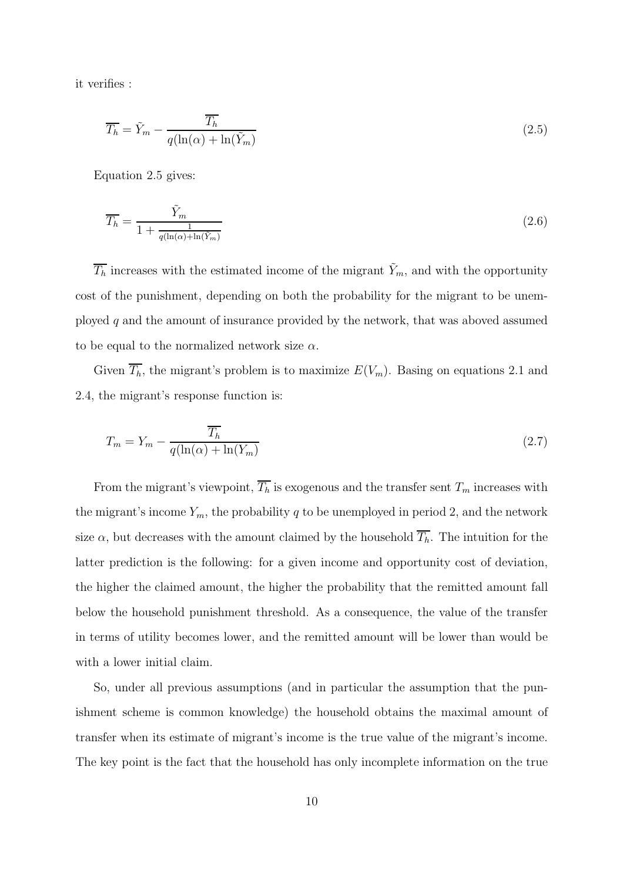it verifies :

$$\overline{T_h} = \tilde{Y}_m - \frac{\overline{T_h}}{q(\ln(\alpha) + \ln(\tilde{Y}_m)} \tag{2.5}$$

Equation 2.5 gives:

$$\overline{T_h} = \frac{\tilde{Y}_m}{1 + \frac{1}{q(\ln(\alpha)+\ln(\tilde{Y}_m)}} \tag{2.6}$$

$\overline{T_h}$ increases with the estimated income of the migrant $\tilde{Y}_m$, and with the opportunity cost of the punishment, depending on both the probability for the migrant to be unemployed $q$ and the amount of insurance provided by the network, that was aboved assumed to be equal to the normalized network size $\alpha$.

Given $\overline{T_h}$, the migrant's problem is to maximize $E(V_m)$. Basing on equations 2.1 and 2.4, the migrant's response function is:

$$T_m = Y_m - \frac{\overline{T_h}}{q(\ln(\alpha) + \ln(Y_m)} \tag{2.7}$$

From the migrant's viewpoint, $\overline{T_h}$ is exogenous and the transfer sent $T_m$ increases with the migrant's income $Y_m$, the probability $q$ to be unemployed in period 2, and the network size $\alpha$, but decreases with the amount claimed by the household $\overline{T_h}$. The intuition for the latter prediction is the following: for a given income and opportunity cost of deviation, the higher the claimed amount, the higher the probability that the remitted amount fall below the household punishment threshold. As a consequence, the value of the transfer in terms of utility becomes lower, and the remitted amount will be lower than would be with a lower initial claim.

So, under all previous assumptions (and in particular the assumption that the punishment scheme is common knowledge) the household obtains the maximal amount of transfer when its estimate of migrant's income is the true value of the migrant's income. The key point is the fact that the household has only incomplete information on the true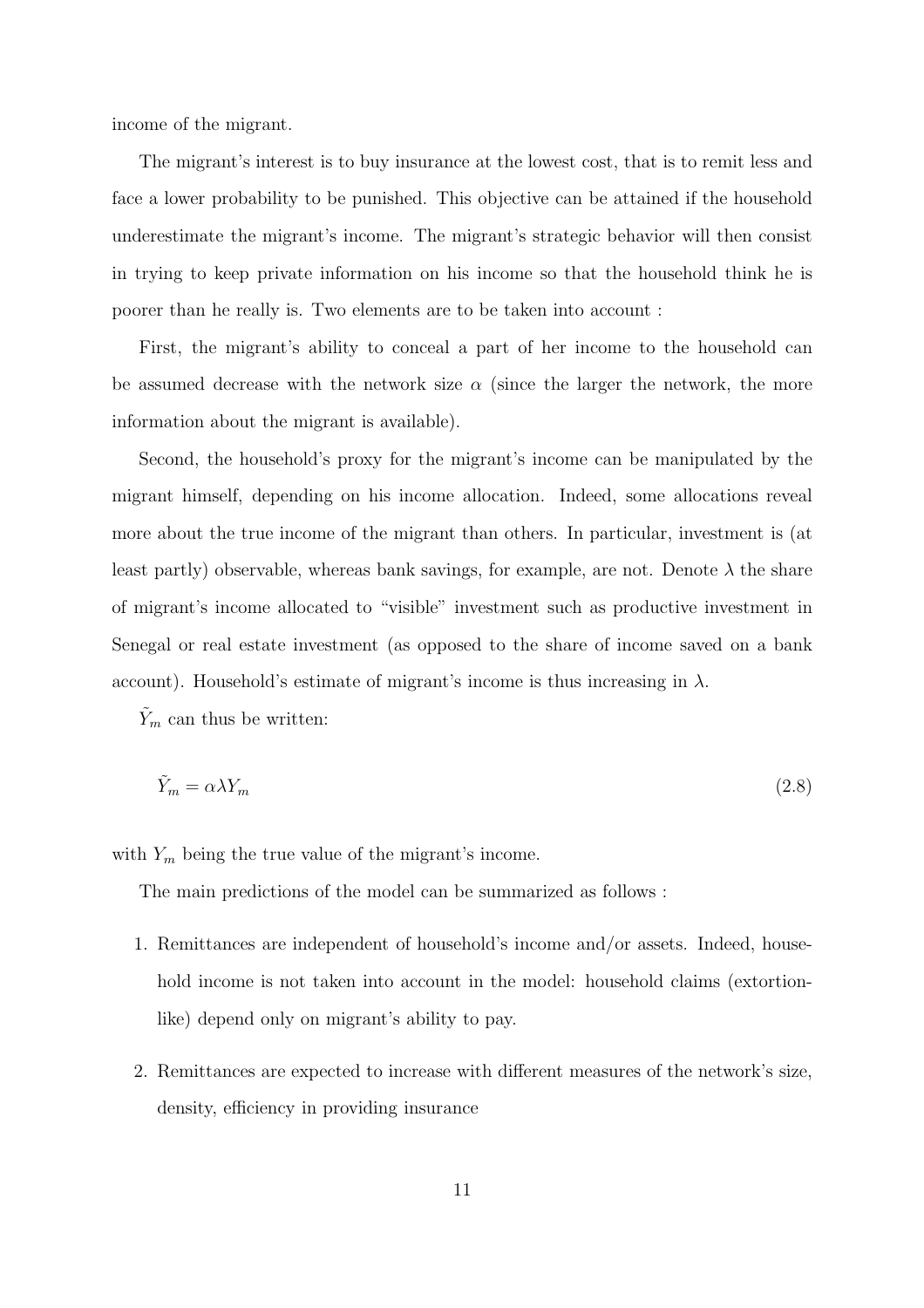income of the migrant.

The migrant's interest is to buy insurance at the lowest cost, that is to remit less and face a lower probability to be punished. This objective can be attained if the household underestimate the migrant's income. The migrant's strategic behavior will then consist in trying to keep private information on his income so that the household think he is poorer than he really is. Two elements are to be taken into account :

First, the migrant's ability to conceal a part of her income to the household can be assumed decrease with the network size $\alpha$ (since the larger the network, the more information about the migrant is available).

Second, the household's proxy for the migrant's income can be manipulated by the migrant himself, depending on his income allocation. Indeed, some allocations reveal more about the true income of the migrant than others. In particular, investment is (at least partly) observable, whereas bank savings, for example, are not. Denote $\lambda$ the share of migrant's income allocated to "visible" investment such as productive investment in Senegal or real estate investment (as opposed to the share of income saved on a bank account). Household's estimate of migrant's income is thus increasing in $\lambda$.

$\tilde{Y}_m$ can thus be written:

$$\tilde{Y}_m = \alpha \lambda Y_m \tag{2.8}$$

with $Y_m$ being the true value of the migrant's income.

The main predictions of the model can be summarized as follows :

1. Remittances are independent of household's income and/or assets. Indeed, household income is not taken into account in the model: household claims (extortion-like) depend only on migrant's ability to pay.

2. Remittances are expected to increase with different measures of the network's size, density, efficiency in providing insurance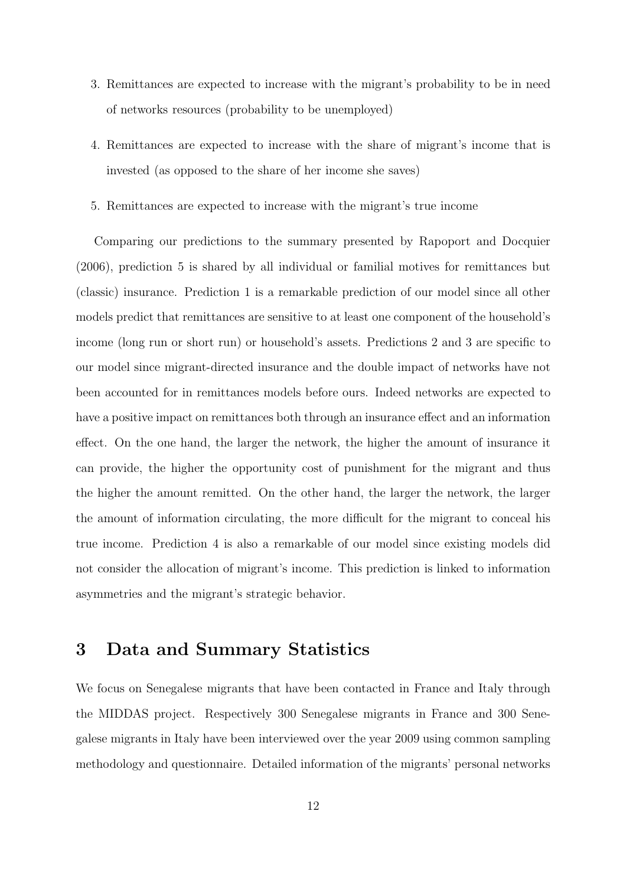3. Remittances are expected to increase with the migrant's probability to be in need of networks resources (probability to be unemployed)
4. Remittances are expected to increase with the share of migrant's income that is invested (as opposed to the share of her income she saves)
5. Remittances are expected to increase with the migrant's true income

Comparing our predictions to the summary presented by Rapoport and Docquier (2006), prediction 5 is shared by all individual or familial motives for remittances but (classic) insurance. Prediction 1 is a remarkable prediction of our model since all other models predict that remittances are sensitive to at least one component of the household's income (long run or short run) or household's assets. Predictions 2 and 3 are specific to our model since migrant-directed insurance and the double impact of networks have not been accounted for in remittances models before ours. Indeed networks are expected to have a positive impact on remittances both through an insurance effect and an information effect. On the one hand, the larger the network, the higher the amount of insurance it can provide, the higher the opportunity cost of punishment for the migrant and thus the higher the amount remitted. On the other hand, the larger the network, the larger the amount of information circulating, the more difficult for the migrant to conceal his true income. Prediction 4 is also a remarkable of our model since existing models did not consider the allocation of migrant's income. This prediction is linked to information asymmetries and the migrant's strategic behavior.

## 3 Data and Summary Statistics

We focus on Senegalese migrants that have been contacted in France and Italy through the MIDDAS project. Respectively 300 Senegalese migrants in France and 300 Senegalese migrants in Italy have been interviewed over the year 2009 using common sampling methodology and questionnaire. Detailed information of the migrants' personal networks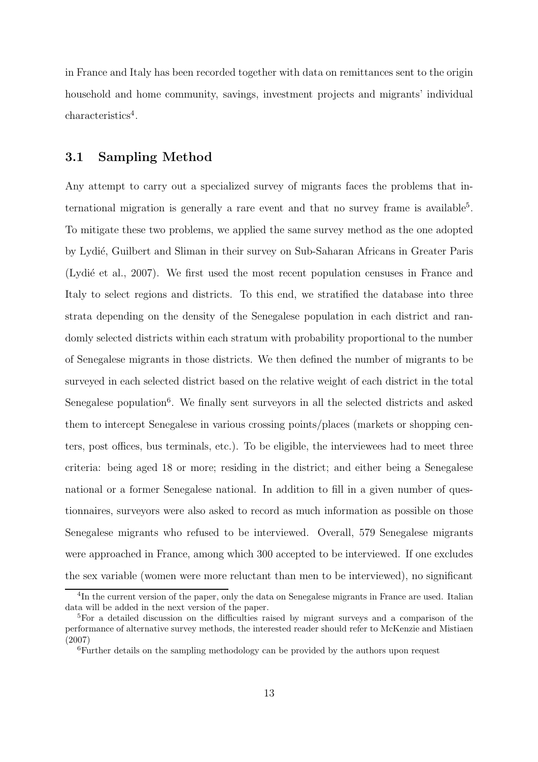in France and Italy has been recorded together with data on remittances sent to the origin household and home community, savings, investment projects and migrants' individual characteristics[4].

### 3.1 Sampling Method

Any attempt to carry out a specialized survey of migrants faces the problems that international migration is generally a rare event and that no survey frame is available[5]. To mitigate these two problems, we applied the same survey method as the one adopted by Lydié, Guilbert and Sliman in their survey on Sub-Saharan Africans in Greater Paris (Lydié et al., 2007). We first used the most recent population censuses in France and Italy to select regions and districts. To this end, we stratified the database into three strata depending on the density of the Senegalese population in each district and randomly selected districts within each stratum with probability proportional to the number of Senegalese migrants in those districts. We then defined the number of migrants to be surveyed in each selected district based on the relative weight of each district in the total Senegalese population[6]. We finally sent surveyors in all the selected districts and asked them to intercept Senegalese in various crossing points/places (markets or shopping centers, post offices, bus terminals, etc.). To be eligible, the interviewees had to meet three criteria: being aged 18 or more; residing in the district; and either being a Senegalese national or a former Senegalese national. In addition to fill in a given number of questionnaires, surveyors were also asked to record as much information as possible on those Senegalese migrants who refused to be interviewed. Overall, 579 Senegalese migrants were approached in France, among which 300 accepted to be interviewed. If one excludes the sex variable (women were more reluctant than men to be interviewed), no significant

[4]In the current version of the paper, only the data on Senegalese migrants in France are used. Italian data will be added in the next version of the paper.

[5]For a detailed discussion on the difficulties raised by migrant surveys and a comparison of the performance of alternative survey methods, the interested reader should refer to McKenzie and Mistiaen (2007)

[6]Further details on the sampling methodology can be provided by the authors upon request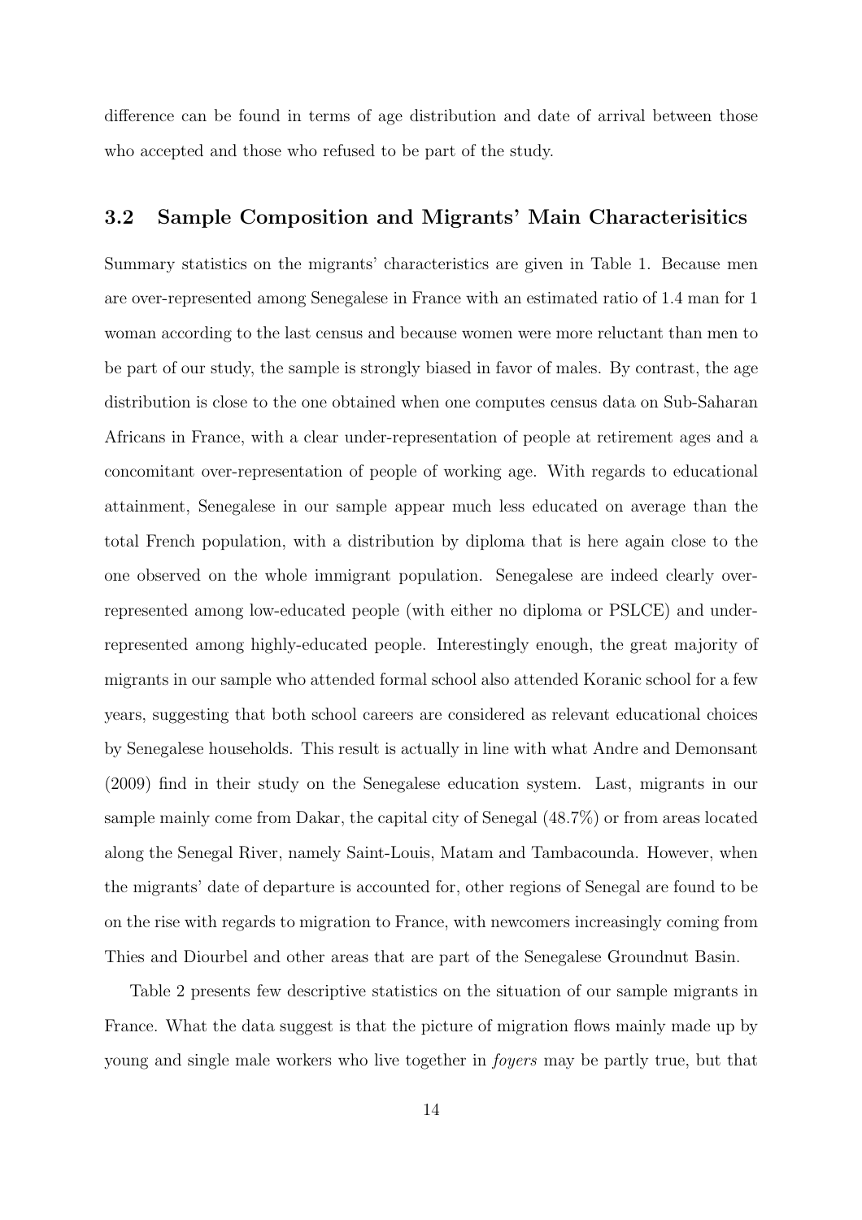difference can be found in terms of age distribution and date of arrival between those who accepted and those who refused to be part of the study.

### 3.2 Sample Composition and Migrants' Main Characterisitics

Summary statistics on the migrants' characteristics are given in Table 1. Because men are over-represented among Senegalese in France with an estimated ratio of 1.4 man for 1 woman according to the last census and because women were more reluctant than men to be part of our study, the sample is strongly biased in favor of males. By contrast, the age distribution is close to the one obtained when one computes census data on Sub-Saharan Africans in France, with a clear under-representation of people at retirement ages and a concomitant over-representation of people of working age. With regards to educational attainment, Senegalese in our sample appear much less educated on average than the total French population, with a distribution by diploma that is here again close to the one observed on the whole immigrant population. Senegalese are indeed clearly over-represented among low-educated people (with either no diploma or PSLCE) and under-represented among highly-educated people. Interestingly enough, the great majority of migrants in our sample who attended formal school also attended Koranic school for a few years, suggesting that both school careers are considered as relevant educational choices by Senegalese households. This result is actually in line with what Andre and Demonsant (2009) find in their study on the Senegalese education system. Last, migrants in our sample mainly come from Dakar, the capital city of Senegal (48.7%) or from areas located along the Senegal River, namely Saint-Louis, Matam and Tambacounda. However, when the migrants' date of departure is accounted for, other regions of Senegal are found to be on the rise with regards to migration to France, with newcomers increasingly coming from Thies and Diourbel and other areas that are part of the Senegalese Groundnut Basin.

Table 2 presents few descriptive statistics on the situation of our sample migrants in France. What the data suggest is that the picture of migration flows mainly made up by young and single male workers who live together in *foyers* may be partly true, but that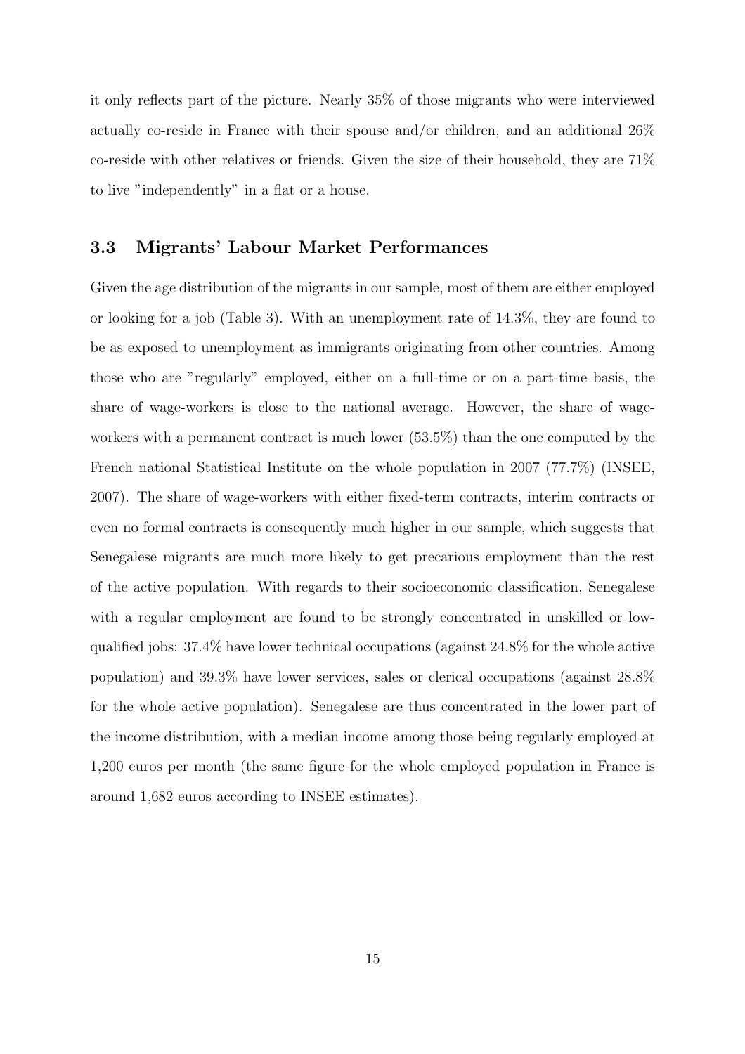it only reflects part of the picture. Nearly 35% of those migrants who were interviewed actually co-reside in France with their spouse and/or children, and an additional 26% co-reside with other relatives or friends. Given the size of their household, they are 71% to live "independently" in a flat or a house.

### 3.3 Migrants' Labour Market Performances

Given the age distribution of the migrants in our sample, most of them are either employed or looking for a job (Table 3). With an unemployment rate of 14.3%, they are found to be as exposed to unemployment as immigrants originating from other countries. Among those who are "regularly" employed, either on a full-time or on a part-time basis, the share of wage-workers is close to the national average. However, the share of wage-workers with a permanent contract is much lower (53.5%) than the one computed by the French national Statistical Institute on the whole population in 2007 (77.7%) (INSEE, 2007). The share of wage-workers with either fixed-term contracts, interim contracts or even no formal contracts is consequently much higher in our sample, which suggests that Senegalese migrants are much more likely to get precarious employment than the rest of the active population. With regards to their socioeconomic classification, Senegalese with a regular employment are found to be strongly concentrated in unskilled or low-qualified jobs: 37.4% have lower technical occupations (against 24.8% for the whole active population) and 39.3% have lower services, sales or clerical occupations (against 28.8% for the whole active population). Senegalese are thus concentrated in the lower part of the income distribution, with a median income among those being regularly employed at 1,200 euros per month (the same figure for the whole employed population in France is around 1,682 euros according to INSEE estimates).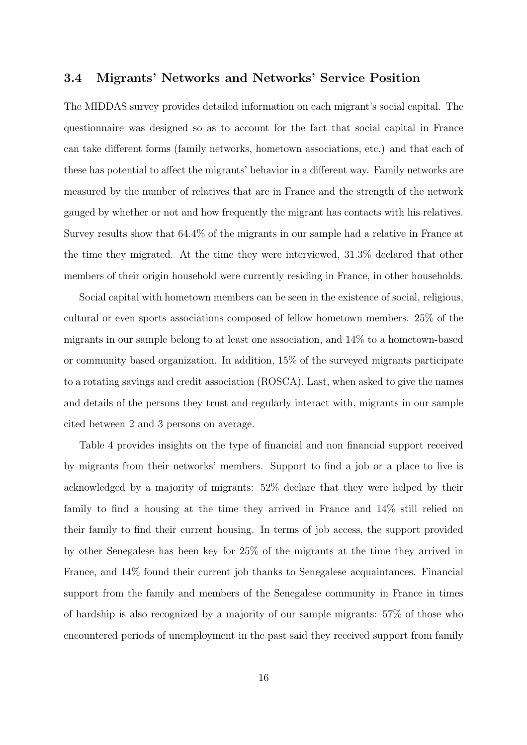### 3.4 Migrants' Networks and Networks' Service Position

The MIDDAS survey provides detailed information on each migrant's social capital. The questionnaire was designed so as to account for the fact that social capital in France can take different forms (family networks, hometown associations, etc.) and that each of these has potential to affect the migrants' behavior in a different way. Family networks are measured by the number of relatives that are in France and the strength of the network gauged by whether or not and how frequently the migrant has contacts with his relatives. Survey results show that 64.4% of the migrants in our sample had a relative in France at the time they migrated. At the time they were interviewed, 31.3% declared that other members of their origin household were currently residing in France, in other households.

Social capital with hometown members can be seen in the existence of social, religious, cultural or even sports associations composed of fellow hometown members. 25% of the migrants in our sample belong to at least one association, and 14% to a hometown-based or community based organization. In addition, 15% of the surveyed migrants participate to a rotating savings and credit association (ROSCA). Last, when asked to give the names and details of the persons they trust and regularly interact with, migrants in our sample cited between 2 and 3 persons on average.

Table 4 provides insights on the type of financial and non financial support received by migrants from their networks' members. Support to find a job or a place to live is acknowledged by a majority of migrants: 52% declare that they were helped by their family to find a housing at the time they arrived in France and 14% still relied on their family to find their current housing. In terms of job access, the support provided by other Senegalese has been key for 25% of the migrants at the time they arrived in France, and 14% found their current job thanks to Senegalese acquaintances. Financial support from the family and members of the Senegalese community in France in times of hardship is also recognized by a majority of our sample migrants: 57% of those who encountered periods of unemployment in the past said they received support from family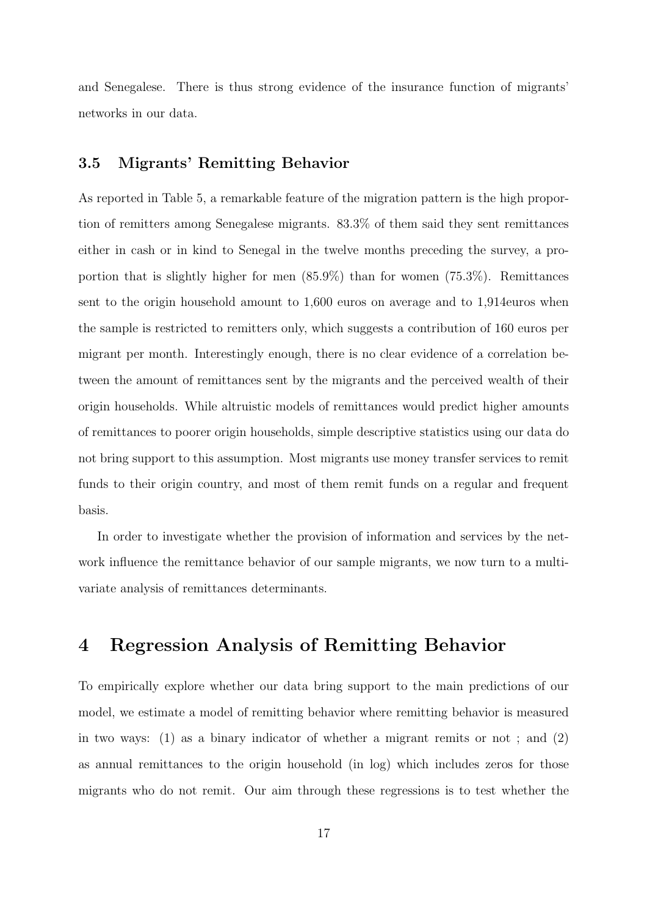and Senegalese. There is thus strong evidence of the insurance function of migrants' networks in our data.

### 3.5 Migrants' Remitting Behavior

As reported in Table 5, a remarkable feature of the migration pattern is the high proportion of remitters among Senegalese migrants. 83.3% of them said they sent remittances either in cash or in kind to Senegal in the twelve months preceding the survey, a proportion that is slightly higher for men (85.9%) than for women (75.3%). Remittances sent to the origin household amount to 1,600 euros on average and to 1,914euros when the sample is restricted to remitters only, which suggests a contribution of 160 euros per migrant per month. Interestingly enough, there is no clear evidence of a correlation between the amount of remittances sent by the migrants and the perceived wealth of their origin households. While altruistic models of remittances would predict higher amounts of remittances to poorer origin households, simple descriptive statistics using our data do not bring support to this assumption. Most migrants use money transfer services to remit funds to their origin country, and most of them remit funds on a regular and frequent basis.

In order to investigate whether the provision of information and services by the network influence the remittance behavior of our sample migrants, we now turn to a multivariate analysis of remittances determinants.

## 4 Regression Analysis of Remitting Behavior

To empirically explore whether our data bring support to the main predictions of our model, we estimate a model of remitting behavior where remitting behavior is measured in two ways: (1) as a binary indicator of whether a migrant remits or not ; and (2) as annual remittances to the origin household (in log) which includes zeros for those migrants who do not remit. Our aim through these regressions is to test whether the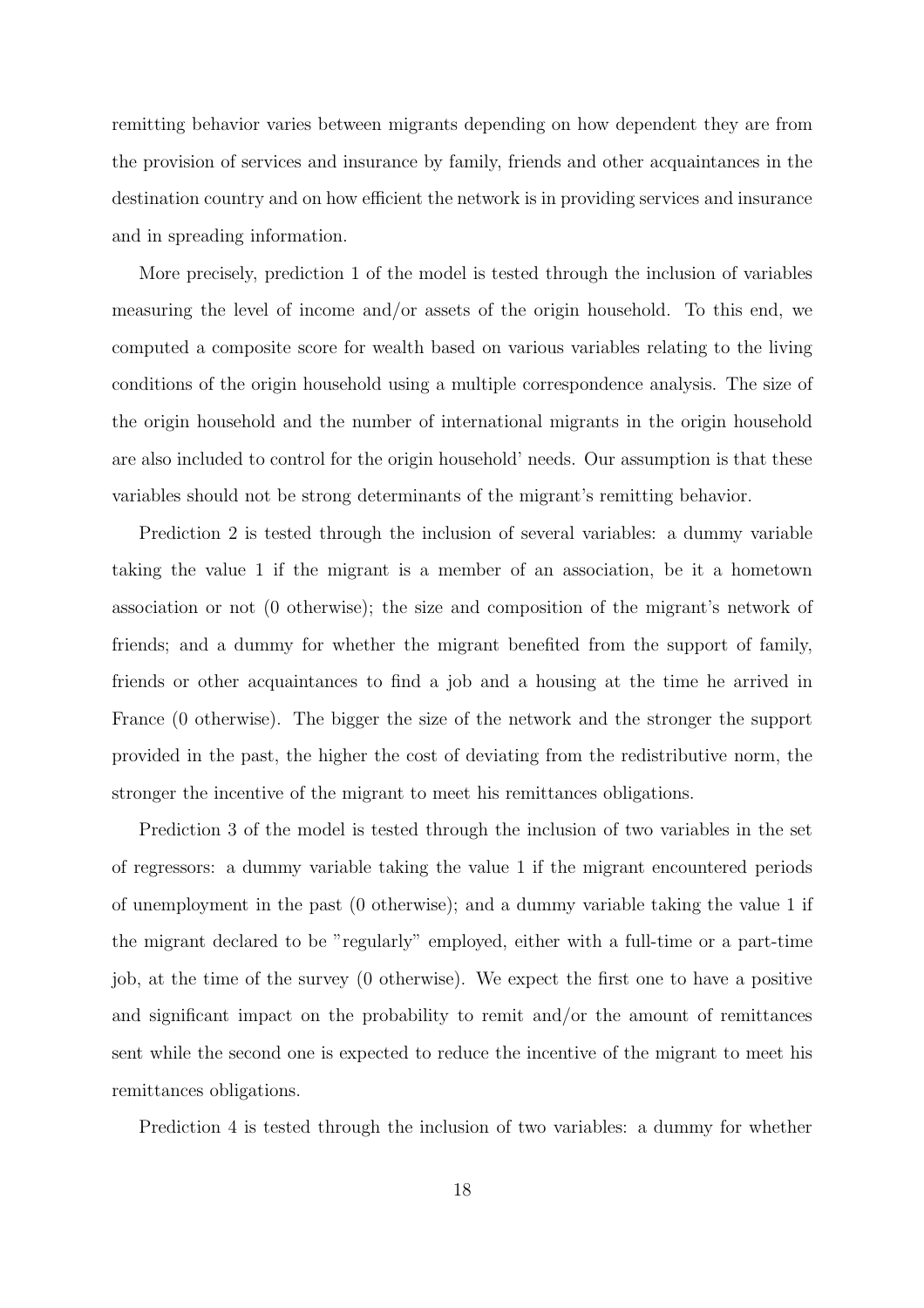remitting behavior varies between migrants depending on how dependent they are from the provision of services and insurance by family, friends and other acquaintances in the destination country and on how efficient the network is in providing services and insurance and in spreading information.

More precisely, prediction 1 of the model is tested through the inclusion of variables measuring the level of income and/or assets of the origin household. To this end, we computed a composite score for wealth based on various variables relating to the living conditions of the origin household using a multiple correspondence analysis. The size of the origin household and the number of international migrants in the origin household are also included to control for the origin household' needs. Our assumption is that these variables should not be strong determinants of the migrant's remitting behavior.

Prediction 2 is tested through the inclusion of several variables: a dummy variable taking the value 1 if the migrant is a member of an association, be it a hometown association or not (0 otherwise); the size and composition of the migrant's network of friends; and a dummy for whether the migrant benefited from the support of family, friends or other acquaintances to find a job and a housing at the time he arrived in France (0 otherwise). The bigger the size of the network and the stronger the support provided in the past, the higher the cost of deviating from the redistributive norm, the stronger the incentive of the migrant to meet his remittances obligations.

Prediction 3 of the model is tested through the inclusion of two variables in the set of regressors: a dummy variable taking the value 1 if the migrant encountered periods of unemployment in the past (0 otherwise); and a dummy variable taking the value 1 if the migrant declared to be "regularly" employed, either with a full-time or a part-time job, at the time of the survey (0 otherwise). We expect the first one to have a positive and significant impact on the probability to remit and/or the amount of remittances sent while the second one is expected to reduce the incentive of the migrant to meet his remittances obligations.

Prediction 4 is tested through the inclusion of two variables: a dummy for whether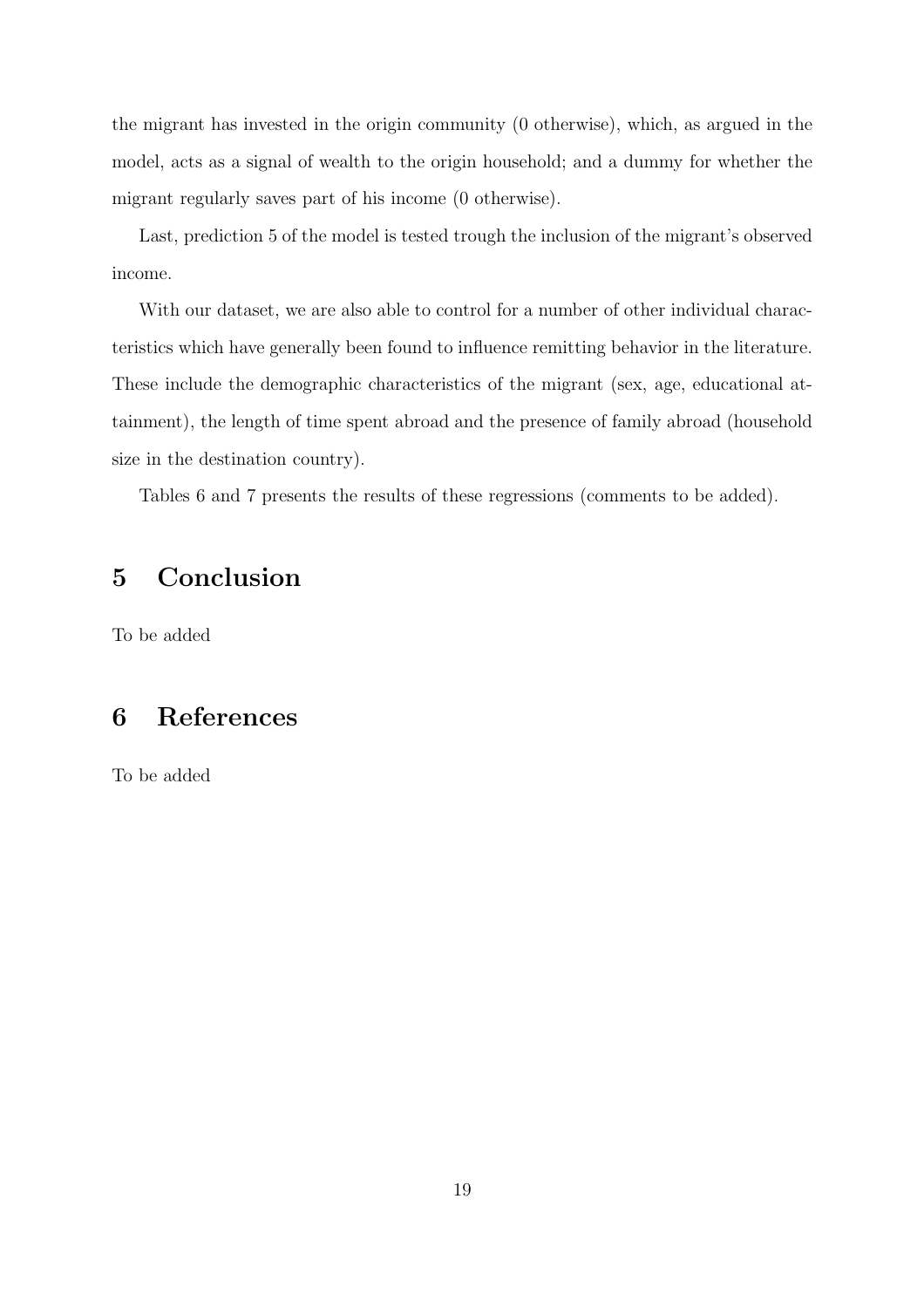the migrant has invested in the origin community (0 otherwise), which, as argued in the model, acts as a signal of wealth to the origin household; and a dummy for whether the migrant regularly saves part of his income (0 otherwise).

Last, prediction 5 of the model is tested trough the inclusion of the migrant's observed income.

With our dataset, we are also able to control for a number of other individual characteristics which have generally been found to influence remitting behavior in the literature. These include the demographic characteristics of the migrant (sex, age, educational attainment), the length of time spent abroad and the presence of family abroad (household size in the destination country).

Tables 6 and 7 presents the results of these regressions (comments to be added).

# 5 Conclusion

To be added

# 6 References

To be added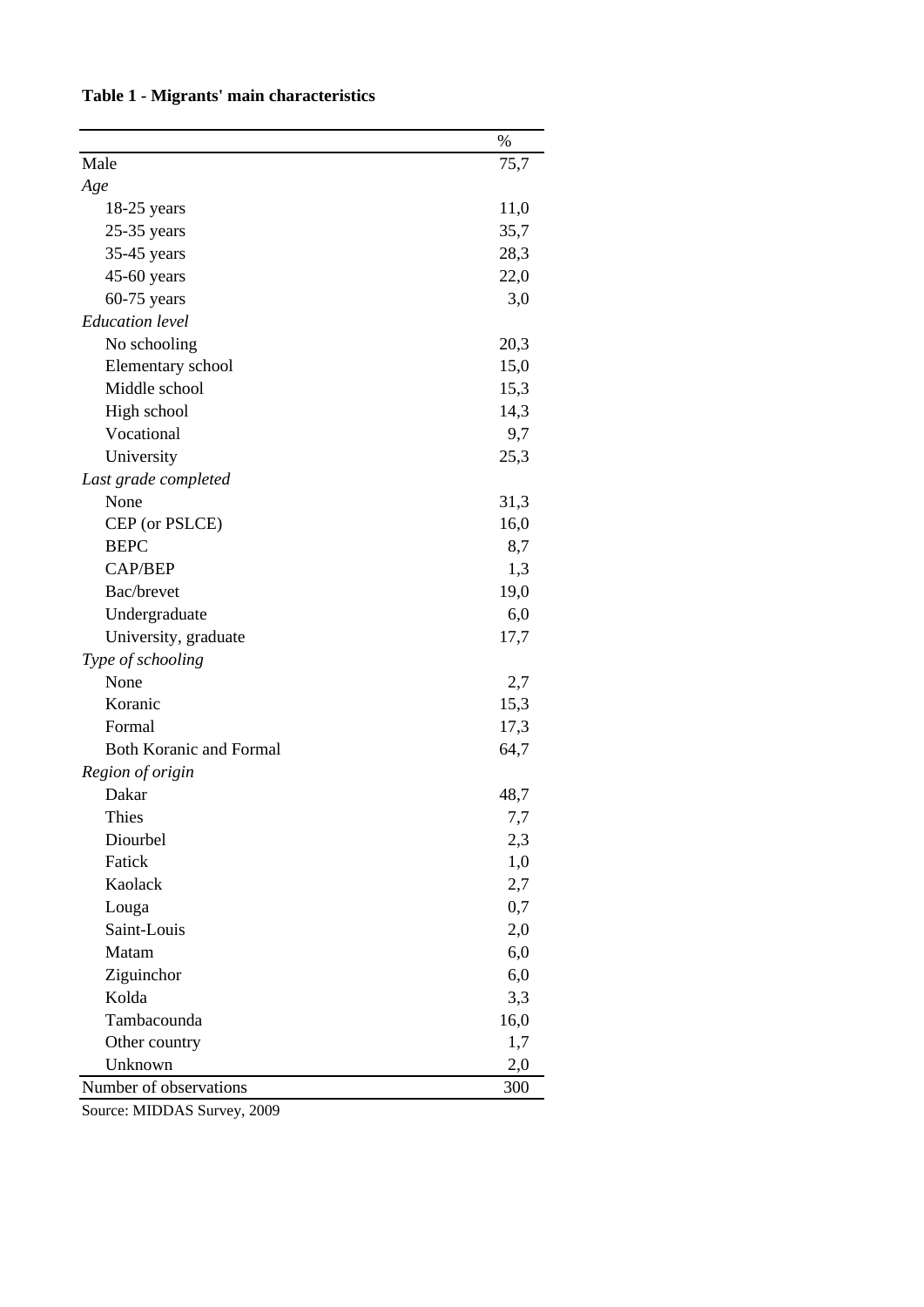**Table 1 - Migrants' main characteristics**

| | % |
|---|---|
| Male | 75,7 |
| *Age* | |
| 18-25 years | 11,0 |
| 25-35 years | 35,7 |
| 35-45 years | 28,3 |
| 45-60 years | 22,0 |
| 60-75 years | 3,0 |
| *Education level* | |
| No schooling | 20,3 |
| Elementary school | 15,0 |
| Middle school | 15,3 |
| High school | 14,3 |
| Vocational | 9,7 |
| University | 25,3 |
| *Last grade completed* | |
| None | 31,3 |
| CEP (or PSLCE) | 16,0 |
| BEPC | 8,7 |
| CAP/BEP | 1,3 |
| Bac/brevet | 19,0 |
| Undergraduate | 6,0 |
| University, graduate | 17,7 |
| *Type of schooling* | |
| None | 2,7 |
| Koranic | 15,3 |
| Formal | 17,3 |
| Both Koranic and Formal | 64,7 |
| *Region of origin* | |
| Dakar | 48,7 |
| Thies | 7,7 |
| Diourbel | 2,3 |
| Fatick | 1,0 |
| Kaolack | 2,7 |
| Louga | 0,7 |
| Saint-Louis | 2,0 |
| Matam | 6,0 |
| Ziguinchor | 6,0 |
| Kolda | 3,3 |
| Tambacounda | 16,0 |
| Other country | 1,7 |
| Unknown | 2,0 |
| Number of observations | 300 |

Source: MIDDAS Survey, 2009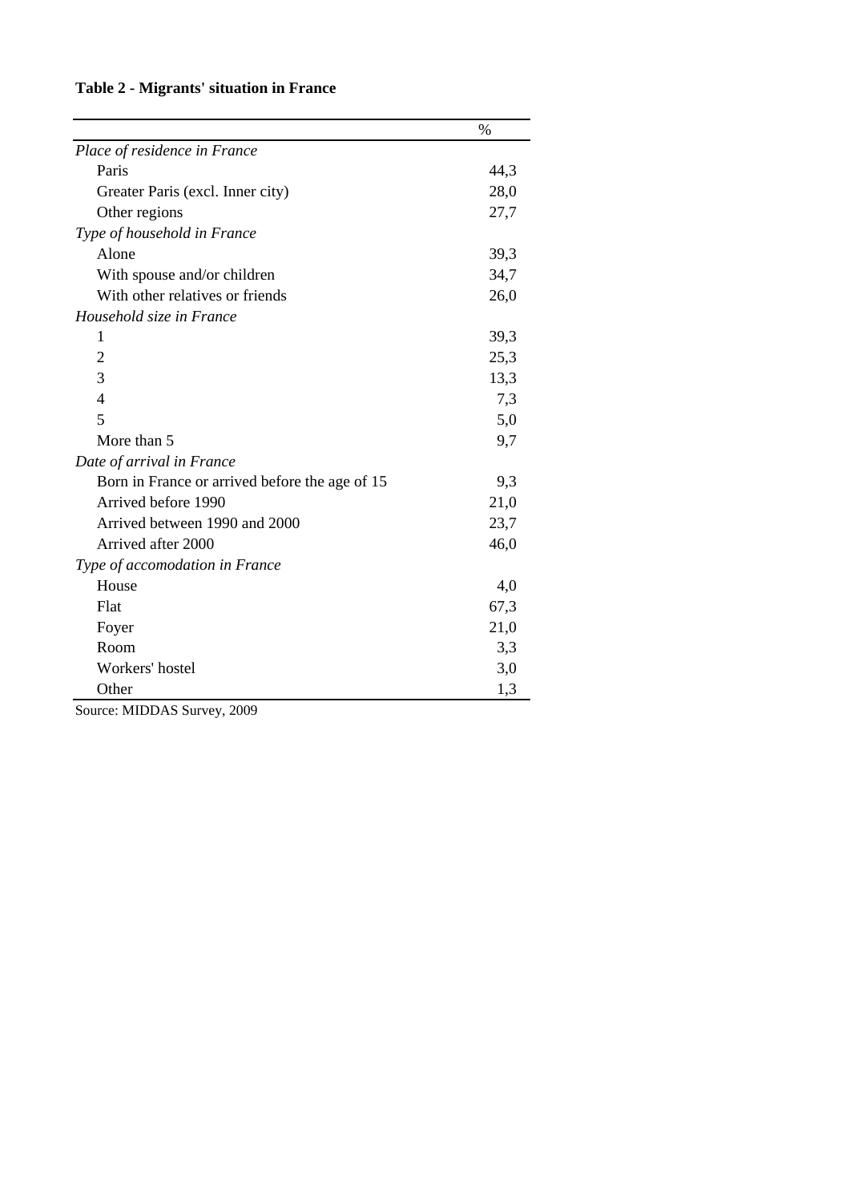**Table 2 - Migrants' situation in France**

| | % |
|---|---|
| *Place of residence in France* | |
| Paris | 44,3 |
| Greater Paris (excl. Inner city) | 28,0 |
| Other regions | 27,7 |
| *Type of household in France* | |
| Alone | 39,3 |
| With spouse and/or children | 34,7 |
| With other relatives or friends | 26,0 |
| *Household size in France* | |
| 1 | 39,3 |
| 2 | 25,3 |
| 3 | 13,3 |
| 4 | 7,3 |
| 5 | 5,0 |
| More than 5 | 9,7 |
| *Date of arrival in France* | |
| Born in France or arrived before the age of 15 | 9,3 |
| Arrived before 1990 | 21,0 |
| Arrived between 1990 and 2000 | 23,7 |
| Arrived after 2000 | 46,0 |
| *Type of accomodation in France* | |
| House | 4,0 |
| Flat | 67,3 |
| Foyer | 21,0 |
| Room | 3,3 |
| Workers' hostel | 3,0 |
| Other | 1,3 |

Source: MIDDAS Survey, 2009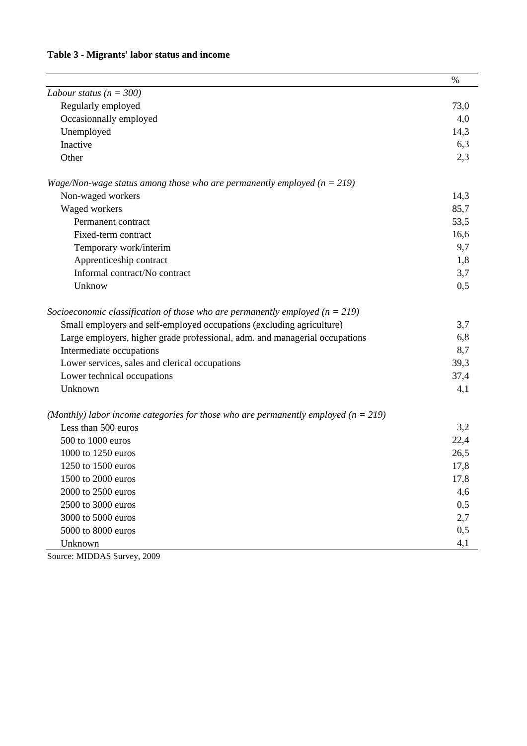**Table 3 - Migrants' labor status and income**

| | % |
|---|---|
| *Labour status (n = 300)* | |
| Regularly employed | 73,0 |
| Occasionnally employed | 4,0 |
| Unemployed | 14,3 |
| Inactive | 6,3 |
| Other | 2,3 |
| *Wage/Non-wage status among those who are permanently employed (n = 219)* | |
| Non-waged workers | 14,3 |
| Waged workers | 85,7 |
| Permanent contract | 53,5 |
| Fixed-term contract | 16,6 |
| Temporary work/interim | 9,7 |
| Apprenticeship contract | 1,8 |
| Informal contract/No contract | 3,7 |
| Unknow | 0,5 |
| *Socioeconomic classification of those who are permanently employed (n = 219)* | |
| Small employers and self-employed occupations (excluding agriculture) | 3,7 |
| Large employers, higher grade professional, adm. and managerial occupations | 6,8 |
| Intermediate occupations | 8,7 |
| Lower services, sales and clerical occupations | 39,3 |
| Lower technical occupations | 37,4 |
| Unknown | 4,1 |
| *(Monthly) labor income categories for those who are permanently employed (n = 219)* | |
| Less than 500 euros | 3,2 |
| 500 to 1000 euros | 22,4 |
| 1000 to 1250 euros | 26,5 |
| 1250 to 1500 euros | 17,8 |
| 1500 to 2000 euros | 17,8 |
| 2000 to 2500 euros | 4,6 |
| 2500 to 3000 euros | 0,5 |
| 3000 to 5000 euros | 2,7 |
| 5000 to 8000 euros | 0,5 |
| Unknown | 4,1 |

Source: MIDDAS Survey, 2009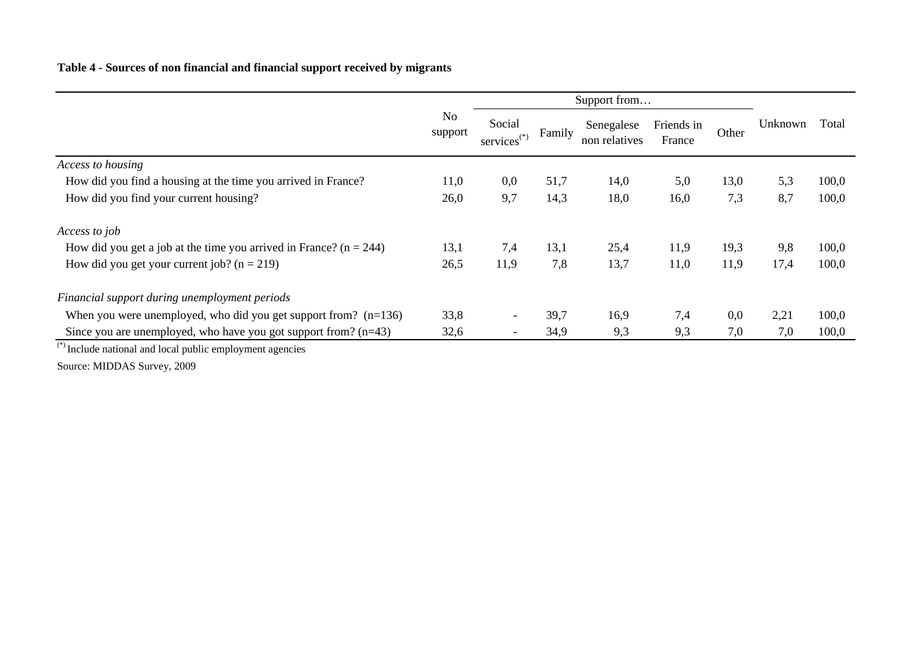**Table 4 - Sources of non financial and financial support received by migrants**

| | No support | Support from… | | | | | Unknown | Total |
|---|---|---|---|---|---|---|---|---|
| | | Social services(*) | Family | Senegalese non relatives | Friends in France | Other | | |
| *Access to housing* | | | | | | | | |
| How did you find a housing at the time you arrived in France? | 11,0 | 0,0 | 51,7 | 14,0 | 5,0 | 13,0 | 5,3 | 100,0 |
| How did you find your current housing? | 26,0 | 9,7 | 14,3 | 18,0 | 16,0 | 7,3 | 8,7 | 100,0 |
| *Access to job* | | | | | | | | |
| How did you get a job at the time you arrived in France? (n = 244) | 13,1 | 7,4 | 13,1 | 25,4 | 11,9 | 19,3 | 9,8 | 100,0 |
| How did you get your current job? (n = 219) | 26,5 | 11,9 | 7,8 | 13,7 | 11,0 | 11,9 | 17,4 | 100,0 |
| *Financial support during unemployment periods* | | | | | | | | |
| When you were unemployed, who did you get support from? (n=136) | 33,8 | - | 39,7 | 16,9 | 7,4 | 0,0 | 2,21 | 100,0 |
| Since you are unemployed, who have you got support from? (n=43) | 32,6 | - | 34,9 | 9,3 | 9,3 | 7,0 | 7,0 | 100,0 |

(*) Include national and local public employment agencies

Source: MIDDAS Survey, 2009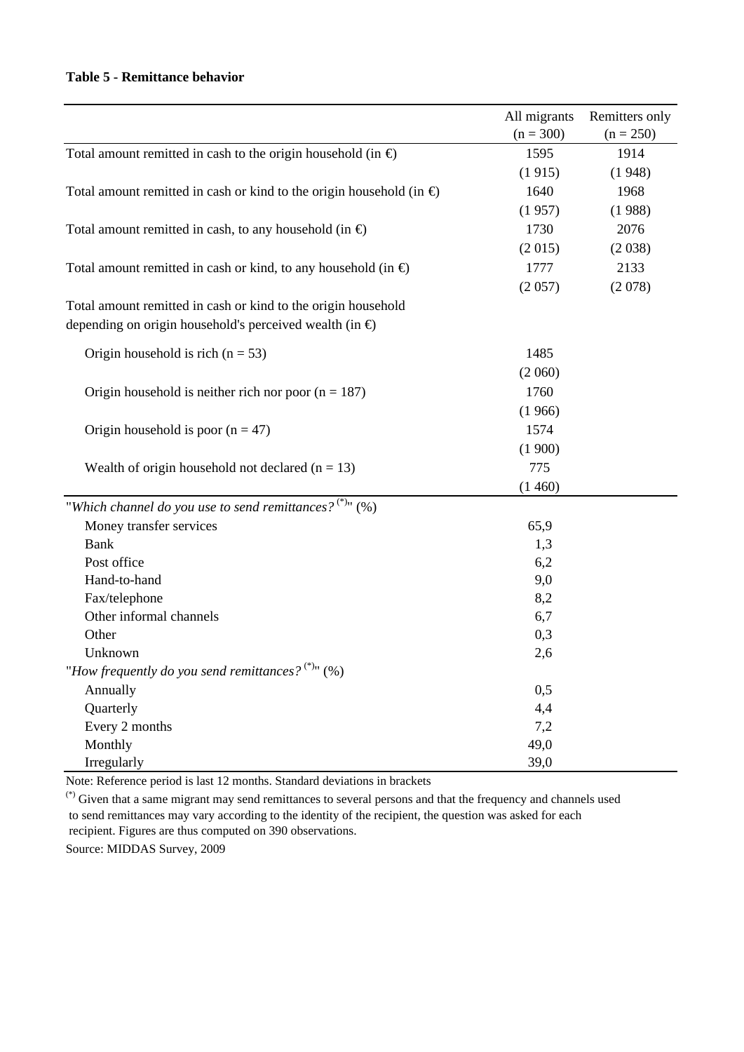**Table 5 - Remittance behavior**

| | All migrants (n = 300) | Remitters only (n = 250) |
|---|---|---|
| Total amount remitted in cash to the origin household (in €) | 1595 | 1914 |
| | (1 915) | (1 948) |
| Total amount remitted in cash or kind to the origin household (in €) | 1640 | 1968 |
| | (1 957) | (1 988) |
| Total amount remitted in cash, to any household (in €) | 1730 | 2076 |
| | (2 015) | (2 038) |
| Total amount remitted in cash or kind, to any household (in €) | 1777 | 2133 |
| | (2 057) | (2 078) |
| Total amount remitted in cash or kind to the origin household depending on origin household's perceived wealth (in €) | | |
| Origin household is rich (n = 53) | 1485 | |
| | (2 060) | |
| Origin household is neither rich nor poor (n = 187) | 1760 | |
| | (1 966) | |
| Origin household is poor (n = 47) | 1574 | |
| | (1 900) | |
| Wealth of origin household not declared (n = 13) | 775 | |
| | (1 460) | |
| "*Which channel do you use to send remittances?* [(*)]" (%) | | |
| Money transfer services | 65,9 | |
| Bank | 1,3 | |
| Post office | 6,2 | |
| Hand-to-hand | 9,0 | |
| Fax/telephone | 8,2 | |
| Other informal channels | 6,7 | |
| Other | 0,3 | |
| Unknown | 2,6 | |
| "*How frequently do you send remittances?* [(*)]" (%) | | |
| Annually | 0,5 | |
| Quarterly | 4,4 | |
| Every 2 months | 7,2 | |
| Monthly | 49,0 | |
| Irregularly | 39,0 | |

Note: Reference period is last 12 months. Standard deviations in brackets

[(*)] Given that a same migrant may send remittances to several persons and that the frequency and channels used to send remittances may vary according to the identity of the recipient, the question was asked for each recipient. Figures are thus computed on 390 observations.

Source: MIDDAS Survey, 2009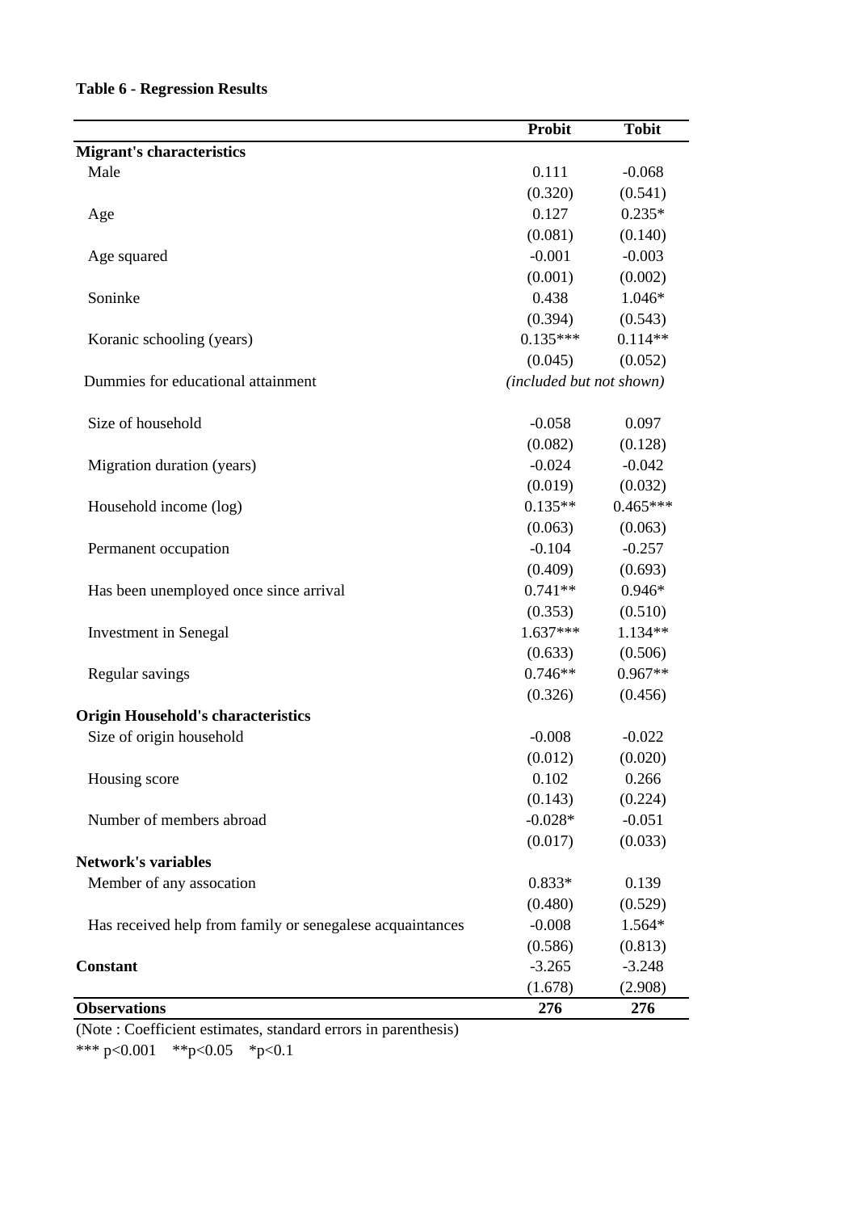**Table 6 - Regression Results**

| | Probit | Tobit |
|---|---|---|
| **Migrant's characteristics** | | |
| Male | 0.111 | -0.068 |
| | (0.320) | (0.541) |
| Age | 0.127 | 0.235* |
| | (0.081) | (0.140) |
| Age squared | -0.001 | -0.003 |
| | (0.001) | (0.002) |
| Soninke | 0.438 | 1.046* |
| | (0.394) | (0.543) |
| Koranic schooling (years) | 0.135*** | 0.114** |
| | (0.045) | (0.052) |
| Dummies for educational attainment | *(included but not shown)* | |
| Size of household | -0.058 | 0.097 |
| | (0.082) | (0.128) |
| Migration duration (years) | -0.024 | -0.042 |
| | (0.019) | (0.032) |
| Household income (log) | 0.135** | 0.465*** |
| | (0.063) | (0.063) |
| Permanent occupation | -0.104 | -0.257 |
| | (0.409) | (0.693) |
| Has been unemployed once since arrival | 0.741** | 0.946* |
| | (0.353) | (0.510) |
| Investment in Senegal | 1.637*** | 1.134** |
| | (0.633) | (0.506) |
| Regular savings | 0.746** | 0.967** |
| | (0.326) | (0.456) |
| **Origin Household's characteristics** | | |
| Size of origin household | -0.008 | -0.022 |
| | (0.012) | (0.020) |
| Housing score | 0.102 | 0.266 |
| | (0.143) | (0.224) |
| Number of members abroad | -0.028* | -0.051 |
| | (0.017) | (0.033) |
| **Network's variables** | | |
| Member of any assocation | 0.833* | 0.139 |
| | (0.480) | (0.529) |
| Has received help from family or senegalese acquaintances | -0.008 | 1.564* |
| | (0.586) | (0.813) |
| **Constant** | -3.265 | -3.248 |
| | (1.678) | (2.908) |
| **Observations** | **276** | **276** |

(Note : Coefficient estimates, standard errors in parenthesis)

*** $p<0.001$ ** $p<0.05$ * $p<0.1$